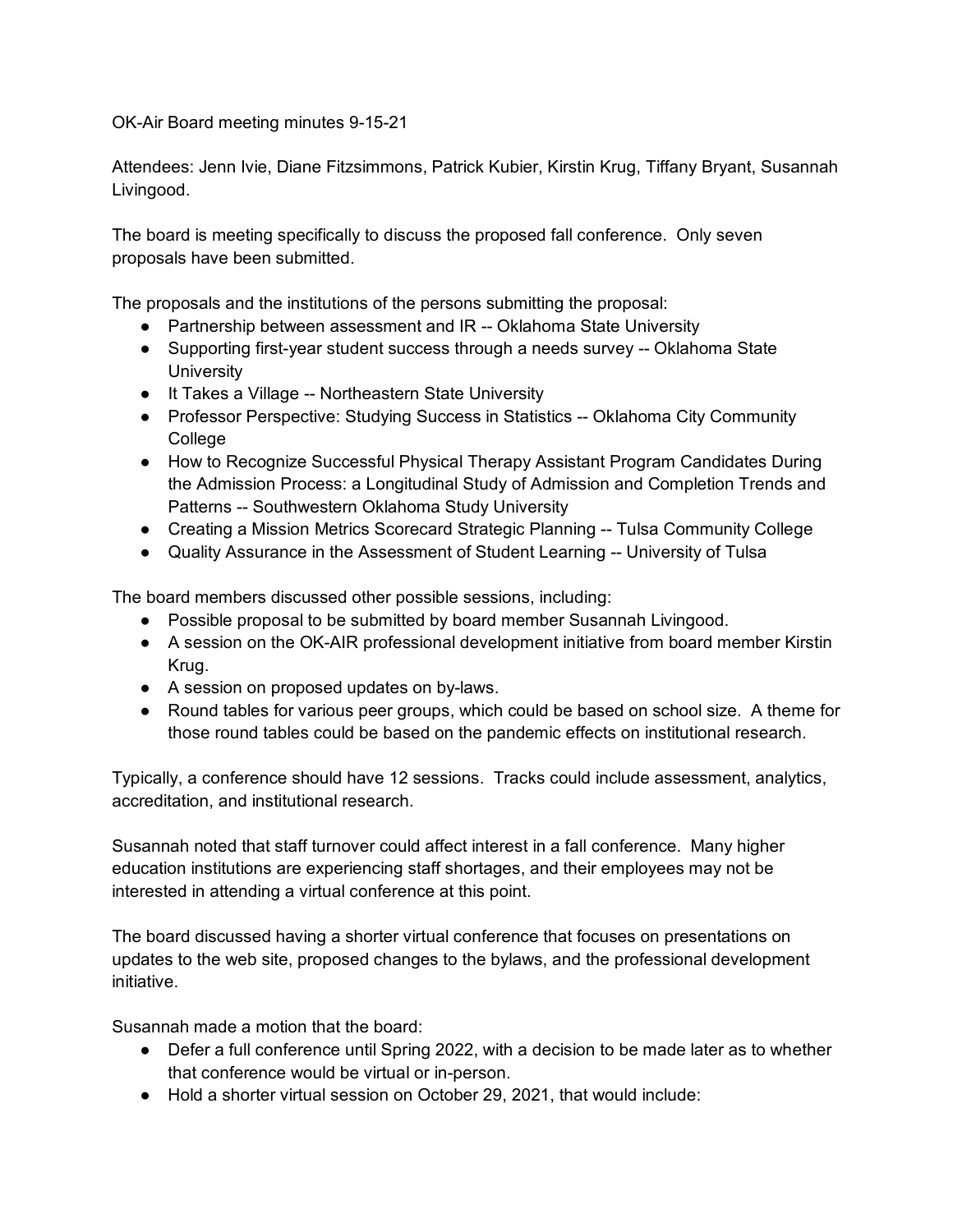OK-Air Board meeting minutes 9-15-21

Attendees: Jenn Ivie, Diane Fitzsimmons, Patrick Kubier, Kirstin Krug, Tiffany Bryant, Susannah Livingood.

The board is meeting specifically to discuss the proposed fall conference. Only seven proposals have been submitted.

The proposals and the institutions of the persons submitting the proposal:

- Partnership between assessment and IR -- Oklahoma State University
- Supporting first-year student success through a needs survey -- Oklahoma State University
- It Takes a Village -- Northeastern State University
- Professor Perspective: Studying Success in Statistics -- Oklahoma City Community College
- How to Recognize Successful Physical Therapy Assistant Program Candidates During the Admission Process: a Longitudinal Study of Admission and Completion Trends and Patterns -- Southwestern Oklahoma Study University
- Creating a Mission Metrics Scorecard Strategic Planning -- Tulsa Community College
- Quality Assurance in the Assessment of Student Learning -- University of Tulsa

The board members discussed other possible sessions, including:

- Possible proposal to be submitted by board member Susannah Livingood.
- A session on the OK-AIR professional development initiative from board member Kirstin Krug.
- A session on proposed updates on by-laws.
- Round tables for various peer groups, which could be based on school size. A theme for those round tables could be based on the pandemic effects on institutional research.

Typically, a conference should have 12 sessions. Tracks could include assessment, analytics, accreditation, and institutional research.

Susannah noted that staff turnover could affect interest in a fall conference. Many higher education institutions are experiencing staff shortages, and their employees may not be interested in attending a virtual conference at this point.

The board discussed having a shorter virtual conference that focuses on presentations on updates to the web site, proposed changes to the bylaws, and the professional development initiative.

Susannah made a motion that the board:

- Defer a full conference until Spring 2022, with a decision to be made later as to whether that conference would be virtual or in-person.
- Hold a shorter virtual session on October 29, 2021, that would include: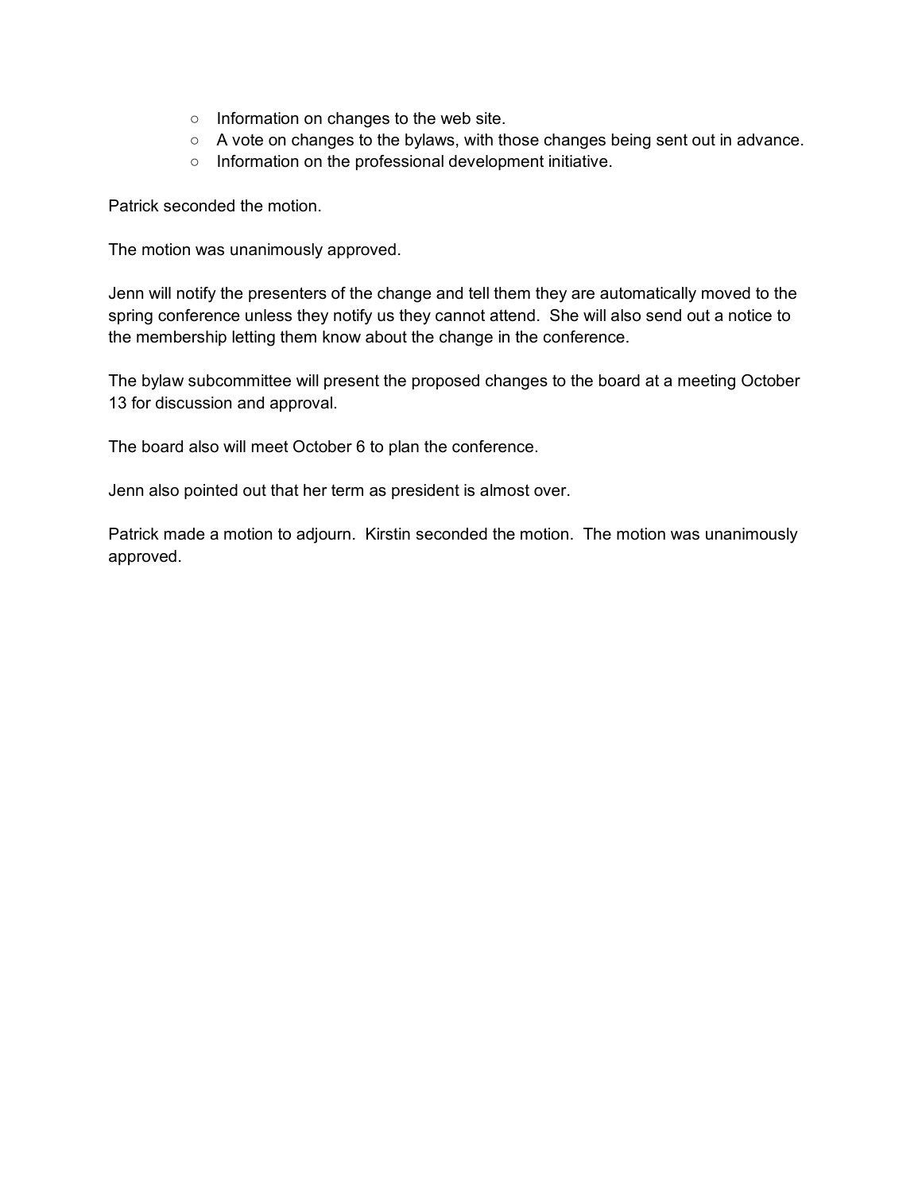- Information on changes to the web site.
- A vote on changes to the bylaws, with those changes being sent out in advance.
- Information on the professional development initiative.

Patrick seconded the motion.

The motion was unanimously approved.

Jenn will notify the presenters of the change and tell them they are automatically moved to the spring conference unless they notify us they cannot attend. She will also send out a notice to the membership letting them know about the change in the conference.

The bylaw subcommittee will present the proposed changes to the board at a meeting October 13 for discussion and approval.

The board also will meet October 6 to plan the conference.

Jenn also pointed out that her term as president is almost over.

Patrick made a motion to adjourn. Kirstin seconded the motion. The motion was unanimously approved.